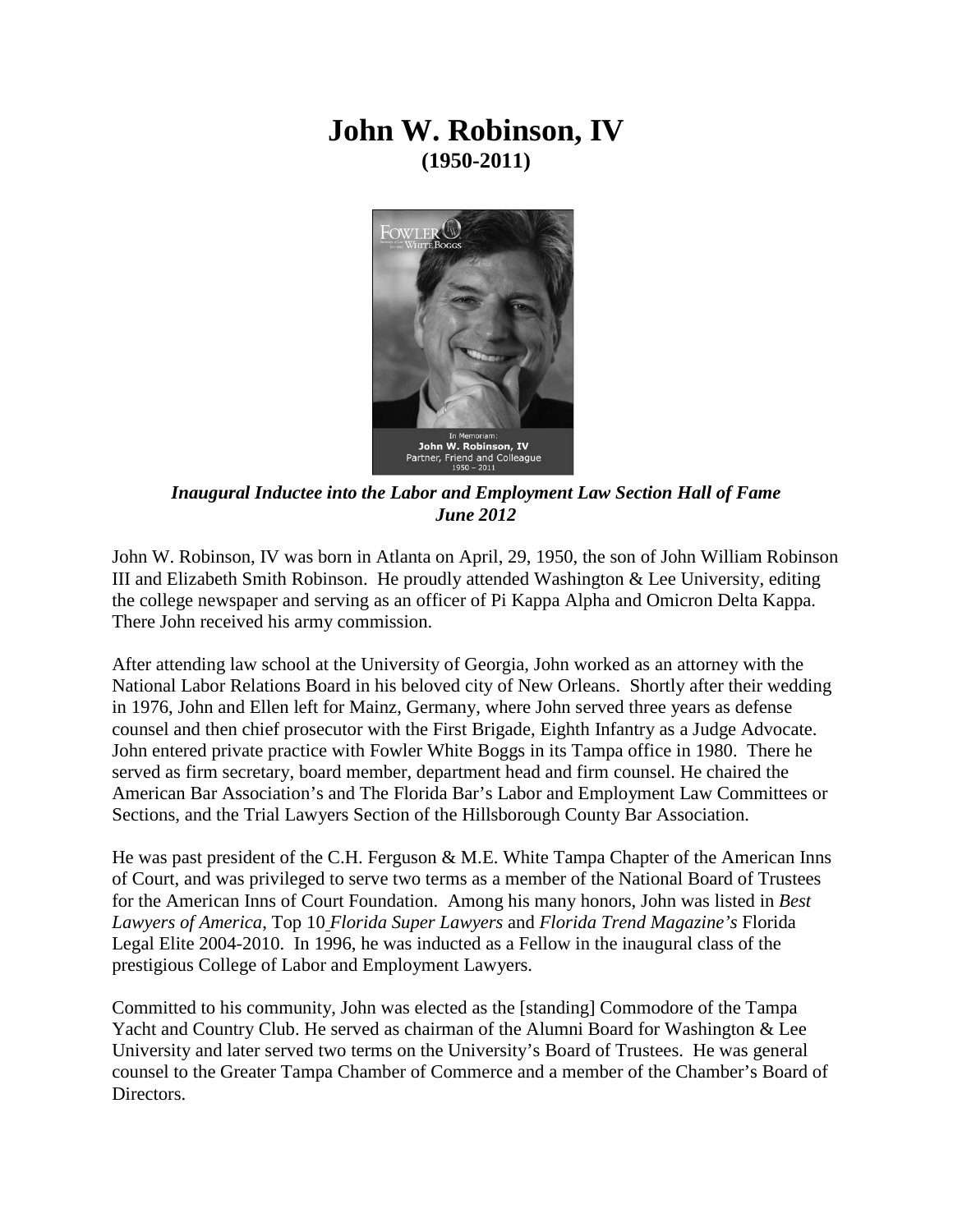# John W. Robinson, IV
**(1950-2011)**

***Inaugural Inductee into the Labor and Employment Law Section Hall of Fame***
***June 2012***

John W. Robinson, IV was born in Atlanta on April, 29, 1950, the son of John William Robinson III and Elizabeth Smith Robinson. He proudly attended Washington & Lee University, editing the college newspaper and serving as an officer of Pi Kappa Alpha and Omicron Delta Kappa. There John received his army commission.

After attending law school at the University of Georgia, John worked as an attorney with the National Labor Relations Board in his beloved city of New Orleans. Shortly after their wedding in 1976, John and Ellen left for Mainz, Germany, where John served three years as defense counsel and then chief prosecutor with the First Brigade, Eighth Infantry as a Judge Advocate. John entered private practice with Fowler White Boggs in its Tampa office in 1980. There he served as firm secretary, board member, department head and firm counsel. He chaired the American Bar Association's and The Florida Bar's Labor and Employment Law Committees or Sections, and the Trial Lawyers Section of the Hillsborough County Bar Association.

He was past president of the C.H. Ferguson & M.E. White Tampa Chapter of the American Inns of Court, and was privileged to serve two terms as a member of the National Board of Trustees for the American Inns of Court Foundation. Among his many honors, John was listed in *Best Lawyers of America*, Top 10 *Florida Super Lawyers* and *Florida Trend Magazine's* Florida Legal Elite 2004-2010. In 1996, he was inducted as a Fellow in the inaugural class of the prestigious College of Labor and Employment Lawyers.

Committed to his community, John was elected as the [standing] Commodore of the Tampa Yacht and Country Club. He served as chairman of the Alumni Board for Washington & Lee University and later served two terms on the University's Board of Trustees. He was general counsel to the Greater Tampa Chamber of Commerce and a member of the Chamber's Board of Directors.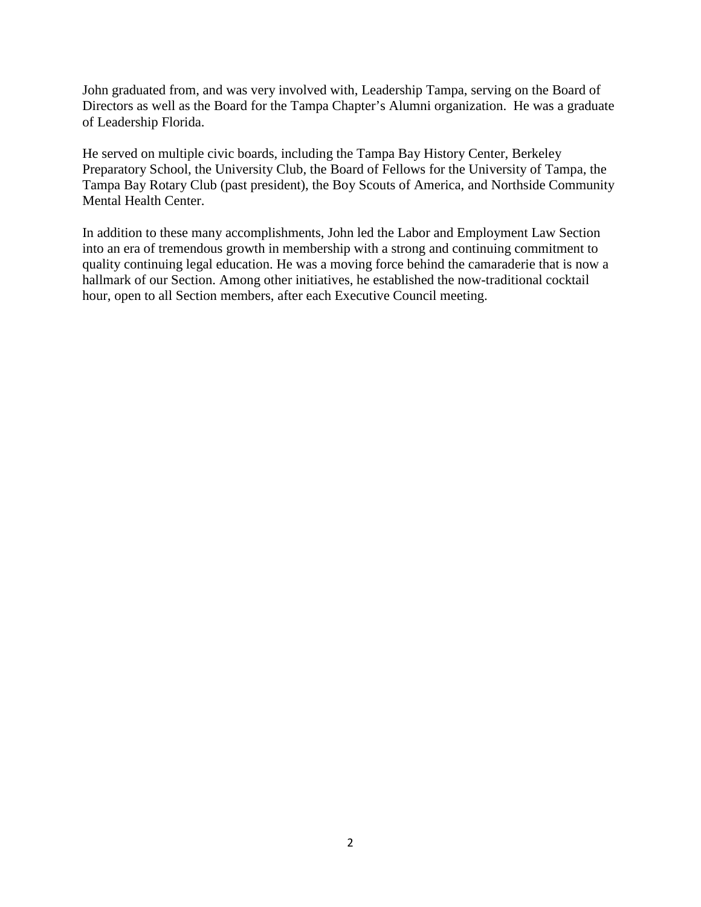John graduated from, and was very involved with, Leadership Tampa, serving on the Board of Directors as well as the Board for the Tampa Chapter's Alumni organization. He was a graduate of Leadership Florida.

He served on multiple civic boards, including the Tampa Bay History Center, Berkeley Preparatory School, the University Club, the Board of Fellows for the University of Tampa, the Tampa Bay Rotary Club (past president), the Boy Scouts of America, and Northside Community Mental Health Center.

In addition to these many accomplishments, John led the Labor and Employment Law Section into an era of tremendous growth in membership with a strong and continuing commitment to quality continuing legal education. He was a moving force behind the camaraderie that is now a hallmark of our Section. Among other initiatives, he established the now-traditional cocktail hour, open to all Section members, after each Executive Council meeting.